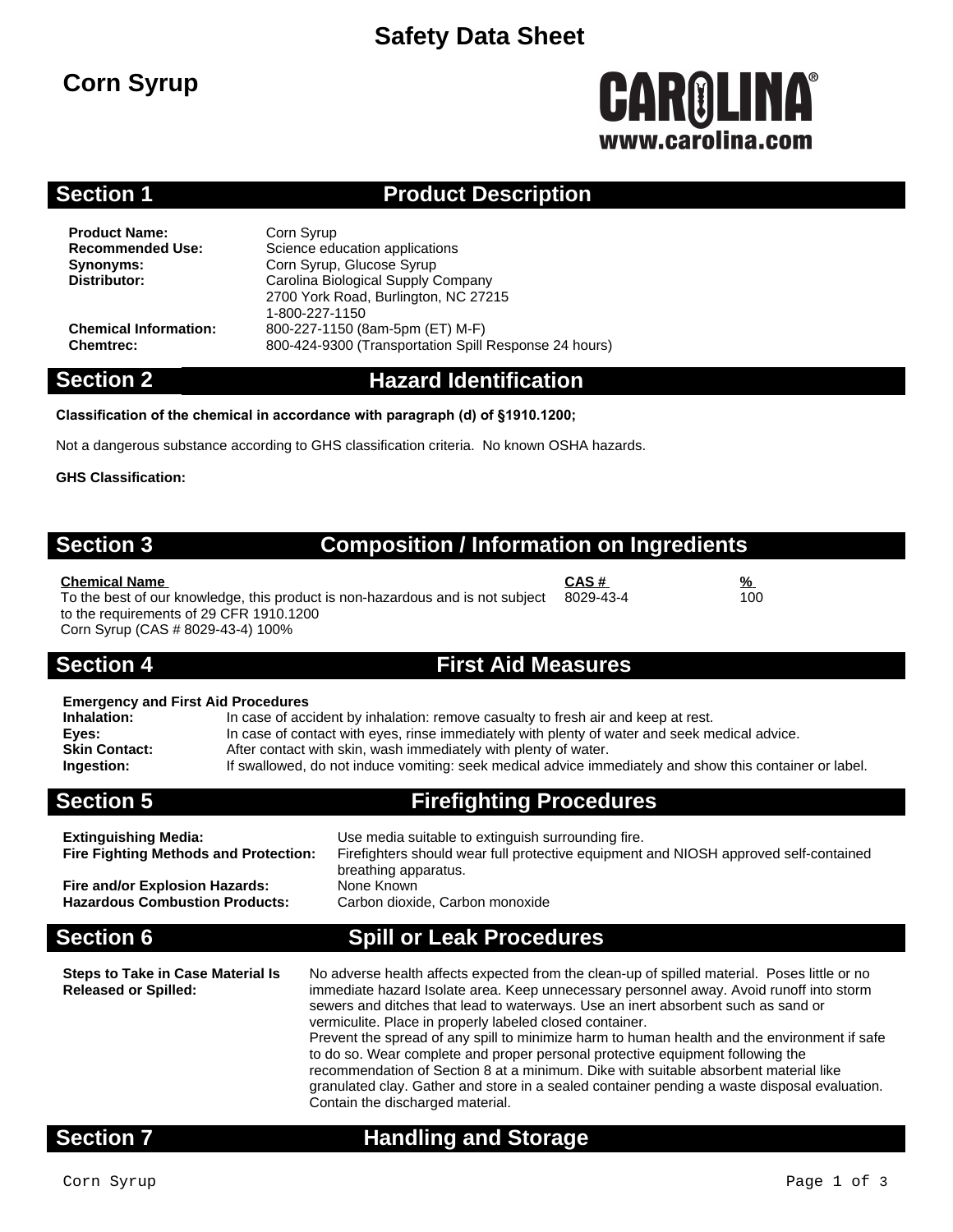# Safety Data Sheet

## Corn Syrup

CAROLINA®
www.carolina.com

## Section 1 Product Description

**Product Name:** Corn Syrup
**Recommended Use:** Science education applications
**Synonyms:** Corn Syrup, Glucose Syrup
**Distributor:** Carolina Biological Supply Company
2700 York Road, Burlington, NC 27215
1-800-227-1150
**Chemical Information:** 800-227-1150 (8am-5pm (ET) M-F)
**Chemtrec:** 800-424-9300 (Transportation Spill Response 24 hours)

## Section 2 Hazard Identification

**Classification of the chemical in accordance with paragraph (d) of §1910.1200;**

Not a dangerous substance according to GHS classification criteria. No known OSHA hazards.

**GHS Classification:**

## Section 3 Composition / Information on Ingredients

| Chemical Name | CAS # | % |
|---|---|---|
| To the best of our knowledge, this product is non-hazardous and is not subject to the requirements of 29 CFR 1910.1200<br>Corn Syrup (CAS # 8029-43-4) 100% | 8029-43-4 | 100 |

## Section 4 First Aid Measures

**Emergency and First Aid Procedures**

**Inhalation:** In case of accident by inhalation: remove casualty to fresh air and keep at rest.
**Eyes:** In case of contact with eyes, rinse immediately with plenty of water and seek medical advice.
**Skin Contact:** After contact with skin, wash immediately with plenty of water.
**Ingestion:** If swallowed, do not induce vomiting: seek medical advice immediately and show this container or label.

## Section 5 Firefighting Procedures

**Extinguishing Media:** Use media suitable to extinguish surrounding fire.
**Fire Fighting Methods and Protection:** Firefighters should wear full protective equipment and NIOSH approved self-contained breathing apparatus.
**Fire and/or Explosion Hazards:** None Known
**Hazardous Combustion Products:** Carbon dioxide, Carbon monoxide

## Section 6 Spill or Leak Procedures

**Steps to Take in Case Material Is Released or Spilled:** No adverse health affects expected from the clean-up of spilled material. Poses little or no immediate hazard Isolate area. Keep unnecessary personnel away. Avoid runoff into storm sewers and ditches that lead to waterways. Use an inert absorbent such as sand or vermiculite. Place in properly labeled closed container.
Prevent the spread of any spill to minimize harm to human health and the environment if safe to do so. Wear complete and proper personal protective equipment following the recommendation of Section 8 at a minimum. Dike with suitable absorbent material like granulated clay. Gather and store in a sealed container pending a waste disposal evaluation. Contain the discharged material.

## Section 7 Handling and Storage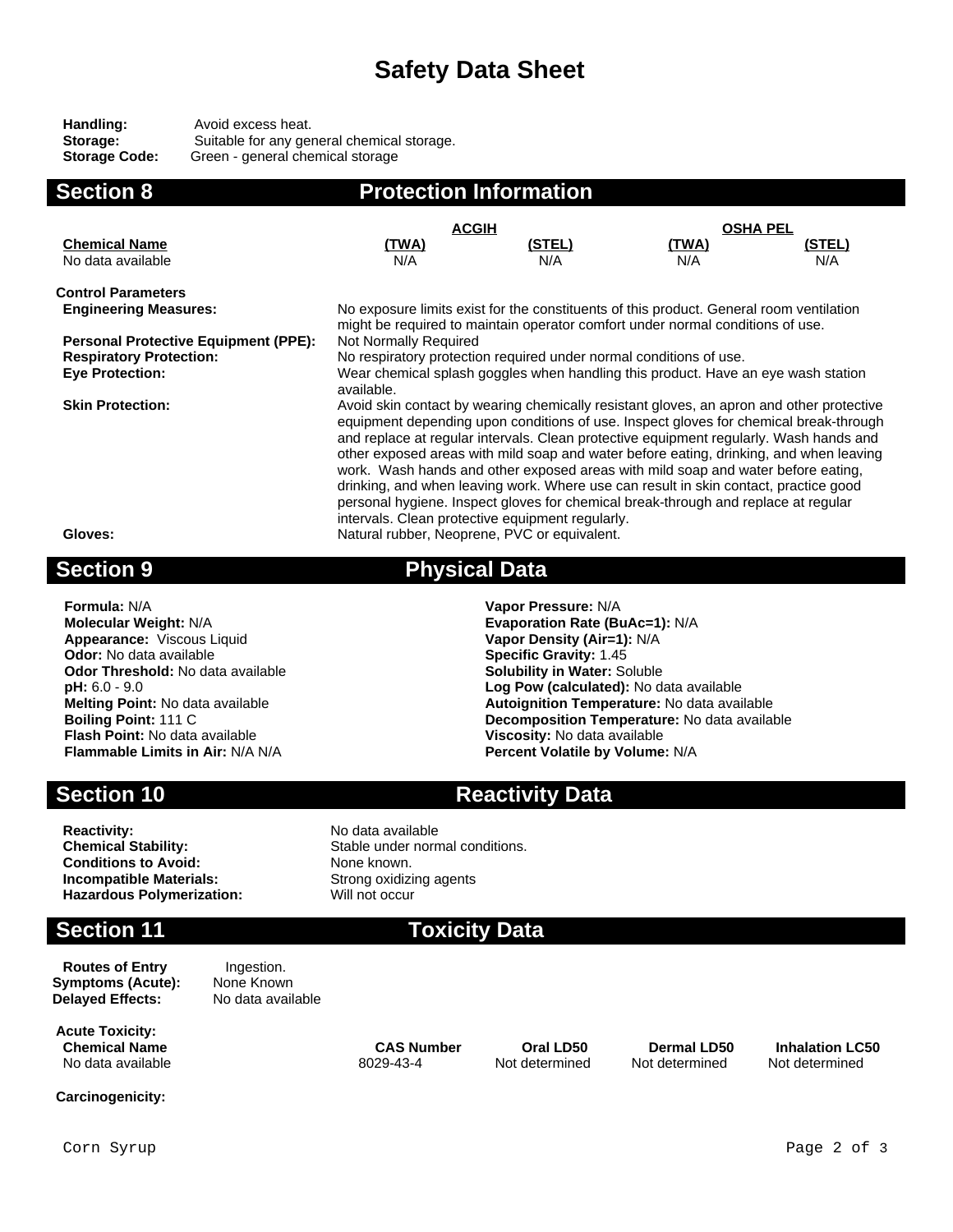# Safety Data Sheet

**Handling:** Avoid excess heat.
**Storage:** Suitable for any general chemical storage.
**Storage Code:** Green - general chemical storage

## Section 8 Protection Information

| | ACGIH | | OSHA PEL | |
|---|---|---|---|---|
| **Chemical Name** | **(TWA)** | **(STEL)** | **(TWA)** | **(STEL)** |
| No data available | N/A | N/A | N/A | N/A |

**Control Parameters**

**Engineering Measures:** No exposure limits exist for the constituents of this product. General room ventilation might be required to maintain operator comfort under normal conditions of use.

**Personal Protective Equipment (PPE):** Not Normally Required

**Respiratory Protection:** No respiratory protection required under normal conditions of use.

**Eye Protection:** Wear chemical splash goggles when handling this product. Have an eye wash station available.

**Skin Protection:** Avoid skin contact by wearing chemically resistant gloves, an apron and other protective equipment depending upon conditions of use. Inspect gloves for chemical break-through and replace at regular intervals. Clean protective equipment regularly. Wash hands and other exposed areas with mild soap and water before eating, drinking, and when leaving work. Wash hands and other exposed areas with mild soap and water before eating, drinking, and when leaving work. Where use can result in skin contact, practice good personal hygiene. Inspect gloves for chemical break-through and replace at regular intervals. Clean protective equipment regularly.

**Gloves:** Natural rubber, Neoprene, PVC or equivalent.

## Section 9 Physical Data

**Formula:** N/A
**Molecular Weight:** N/A
**Appearance:** Viscous Liquid
**Odor:** No data available
**Odor Threshold:** No data available
**pH:** 6.0 - 9.0
**Melting Point:** No data available
**Boiling Point:** 111 C
**Flash Point:** No data available
**Flammable Limits in Air:** N/A N/A

**Vapor Pressure:** N/A
**Evaporation Rate (BuAc=1):** N/A
**Vapor Density (Air=1):** N/A
**Specific Gravity:** 1.45
**Solubility in Water:** Soluble
**Log Pow (calculated):** No data available
**Autoignition Temperature:** No data available
**Decomposition Temperature:** No data available
**Viscosity:** No data available
**Percent Volatile by Volume:** N/A

## Section 10 Reactivity Data

**Reactivity:** No data available
**Chemical Stability:** Stable under normal conditions.
**Conditions to Avoid:** None known.
**Incompatible Materials:** Strong oxidizing agents
**Hazardous Polymerization:** Will not occur

## Section 11 Toxicity Data

**Routes of Entry** Ingestion.
**Symptoms (Acute):** None Known
**Delayed Effects:** No data available

**Acute Toxicity:**

| Chemical Name | CAS Number | Oral LD50 | Dermal LD50 | Inhalation LC50 |
|---|---|---|---|---|
| No data available | 8029-43-4 | Not determined | Not determined | Not determined |

**Carcinogenicity:**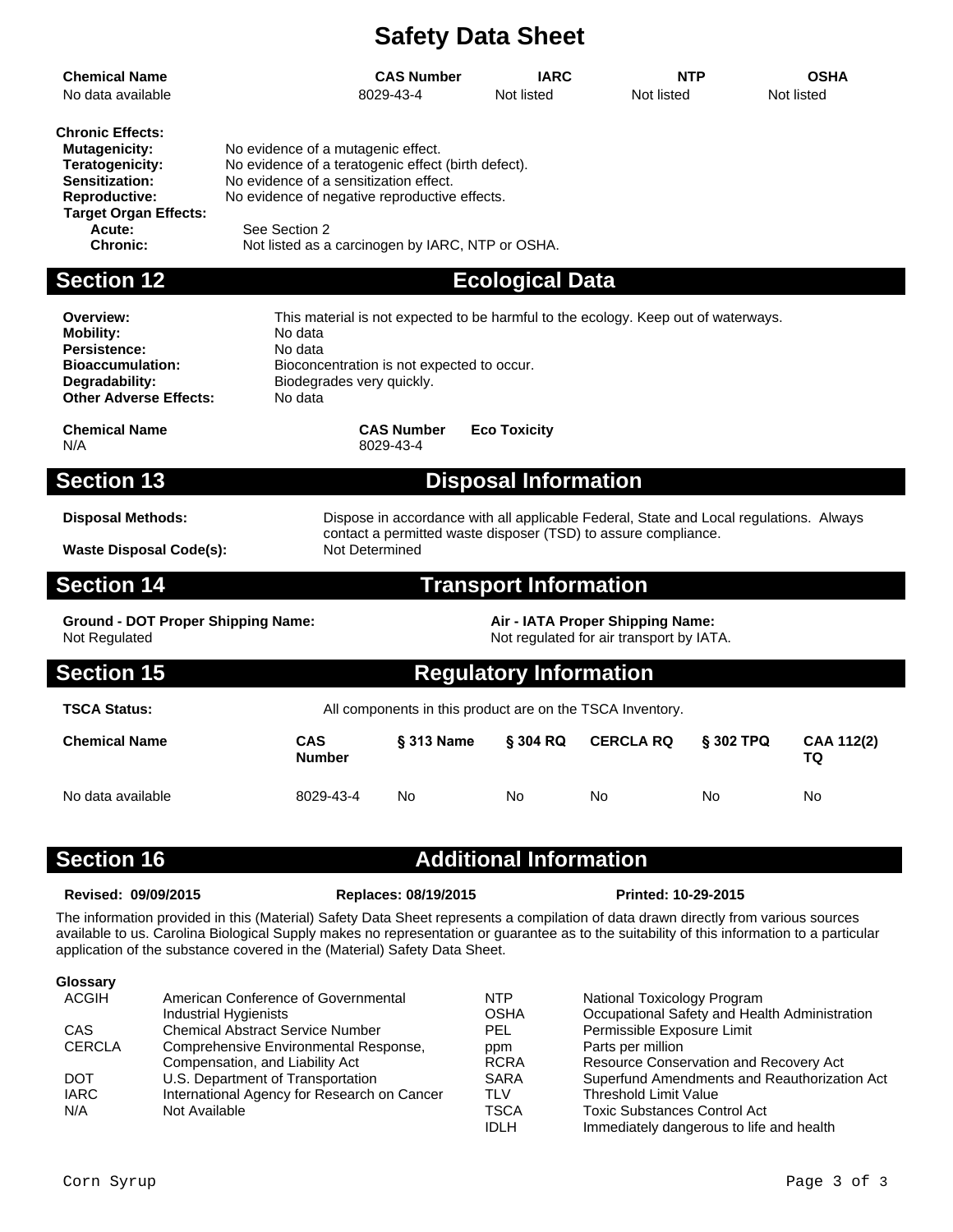# Safety Data Sheet

| Chemical Name | CAS Number | IARC | NTP | OSHA |
|---|---|---|---|---|
| No data available | 8029-43-4 | Not listed | Not listed | Not listed |

**Chronic Effects:**

**Mutagenicity:** No evidence of a mutagenic effect.
**Teratogenicity:** No evidence of a teratogenic effect (birth defect).
**Sensitization:** No evidence of a sensitization effect.
**Reproductive:** No evidence of negative reproductive effects.
**Target Organ Effects:**
**Acute:** See Section 2
**Chronic:** Not listed as a carcinogen by IARC, NTP or OSHA.

## Section 12 Ecological Data

**Overview:** This material is not expected to be harmful to the ecology. Keep out of waterways.
**Mobility:** No data
**Persistence:** No data
**Bioaccumulation:** Bioconcentration is not expected to occur.
**Degradability:** Biodegrades very quickly.
**Other Adverse Effects:** No data

| Chemical Name | CAS Number | Eco Toxicity |
|---|---|---|
| N/A | 8029-43-4 | |

## Section 13 Disposal Information

**Disposal Methods:** Dispose in accordance with all applicable Federal, State and Local regulations. Always contact a permitted waste disposer (TSD) to assure compliance.
**Waste Disposal Code(s):** Not Determined

## Section 14 Transport Information

**Ground - DOT Proper Shipping Name:**
Not Regulated

**Air - IATA Proper Shipping Name:**
Not regulated for air transport by IATA.

## Section 15 Regulatory Information

**TSCA Status:** All components in this product are on the TSCA Inventory.

| Chemical Name | CAS Number | § 313 Name | § 304 RQ | CERCLA RQ | § 302 TPQ | CAA 112(2) TQ |
|---|---|---|---|---|---|---|
| No data available | 8029-43-4 | No | No | No | No | No |

## Section 16 Additional Information

**Revised: 09/09/2015** **Replaces: 08/19/2015** **Printed: 10-29-2015**

The information provided in this (Material) Safety Data Sheet represents a compilation of data drawn directly from various sources available to us. Carolina Biological Supply makes no representation or guarantee as to the suitability of this information to a particular application of the substance covered in the (Material) Safety Data Sheet.

**Glossary**

| | | | |
|---|---|---|---|
| ACGIH | American Conference of Governmental Industrial Hygienists | NTP | National Toxicology Program |
| CAS | Chemical Abstract Service Number | OSHA | Occupational Safety and Health Administration |
| CERCLA | Comprehensive Environmental Response, Compensation, and Liability Act | PEL | Permissible Exposure Limit |
| DOT | U.S. Department of Transportation | ppm | Parts per million |
| IARC | International Agency for Research on Cancer | RCRA | Resource Conservation and Recovery Act |
| N/A | Not Available | SARA | Superfund Amendments and Reauthorization Act |
| | | TLV | Threshold Limit Value |
| | | TSCA | Toxic Substances Control Act |
| | | IDLH | Immediately dangerous to life and health |

Corn Syrup